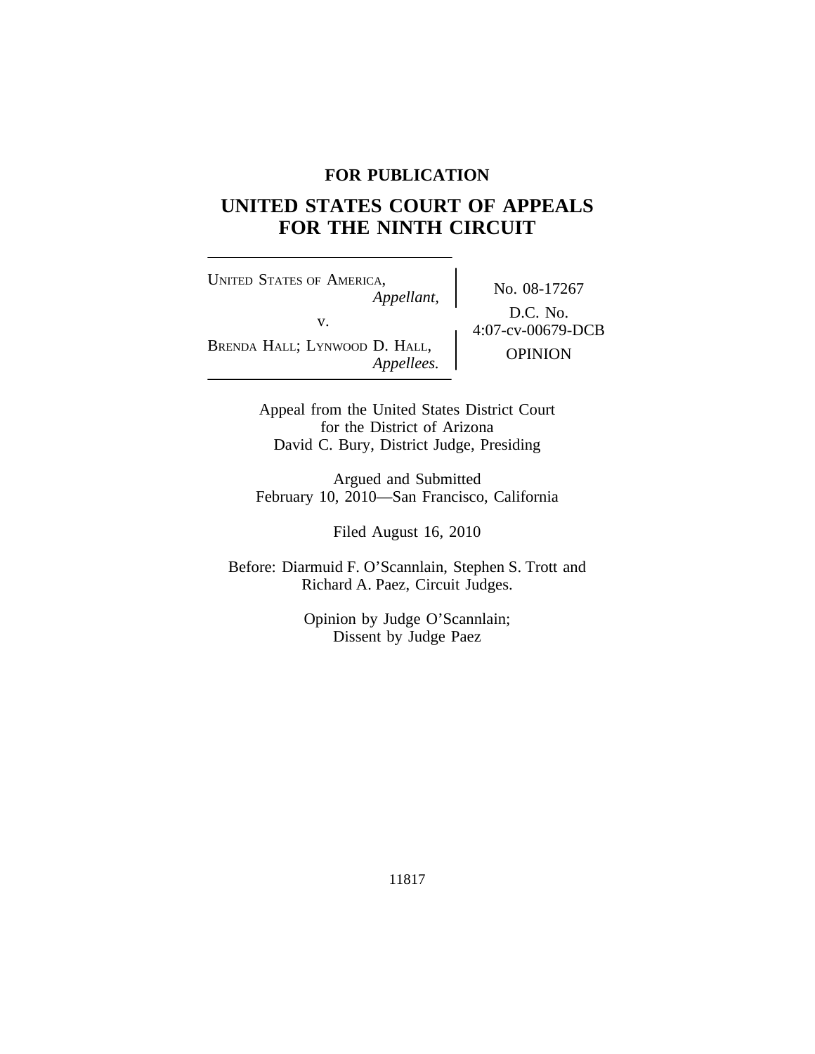**FOR PUBLICATION**

# UNITED STATES COURT OF APPEALS FOR THE NINTH CIRCUIT

| | |
|---|---|
| UNITED STATES OF AMERICA, *Appellant*, v. BRENDA HALL; LYNWOOD D. HALL, *Appellees.* | No. 08-17267<br>D.C. No. 4:07-cv-00679-DCB<br>OPINION |

Appeal from the United States District Court
for the District of Arizona
David C. Bury, District Judge, Presiding

Argued and Submitted
February 10, 2010—San Francisco, California

Filed August 16, 2010

Before: Diarmuid F. O'Scannlain, Stephen S. Trott and Richard A. Paez, Circuit Judges.

Opinion by Judge O'Scannlain;
Dissent by Judge Paez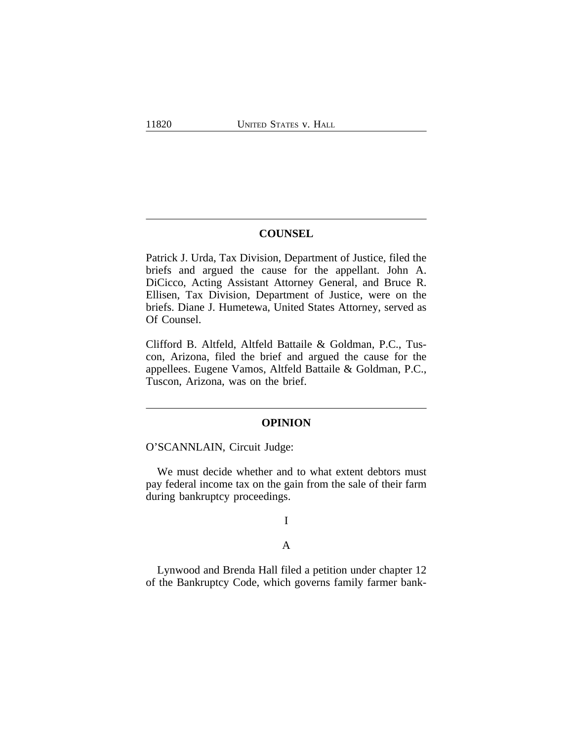## COUNSEL

Patrick J. Urda, Tax Division, Department of Justice, filed the briefs and argued the cause for the appellant. John A. DiCicco, Acting Assistant Attorney General, and Bruce R. Ellisen, Tax Division, Department of Justice, were on the briefs. Diane J. Humetewa, United States Attorney, served as Of Counsel.

Clifford B. Altfeld, Altfeld Battaile & Goldman, P.C., Tuscon, Arizona, filed the brief and argued the cause for the appellees. Eugene Vamos, Altfeld Battaile & Goldman, P.C., Tuscon, Arizona, was on the brief.

## OPINION

O'SCANNLAIN, Circuit Judge:

We must decide whether and to what extent debtors must pay federal income tax on the gain from the sale of their farm during bankruptcy proceedings.

I

A

Lynwood and Brenda Hall filed a petition under chapter 12 of the Bankruptcy Code, which governs family farmer bank-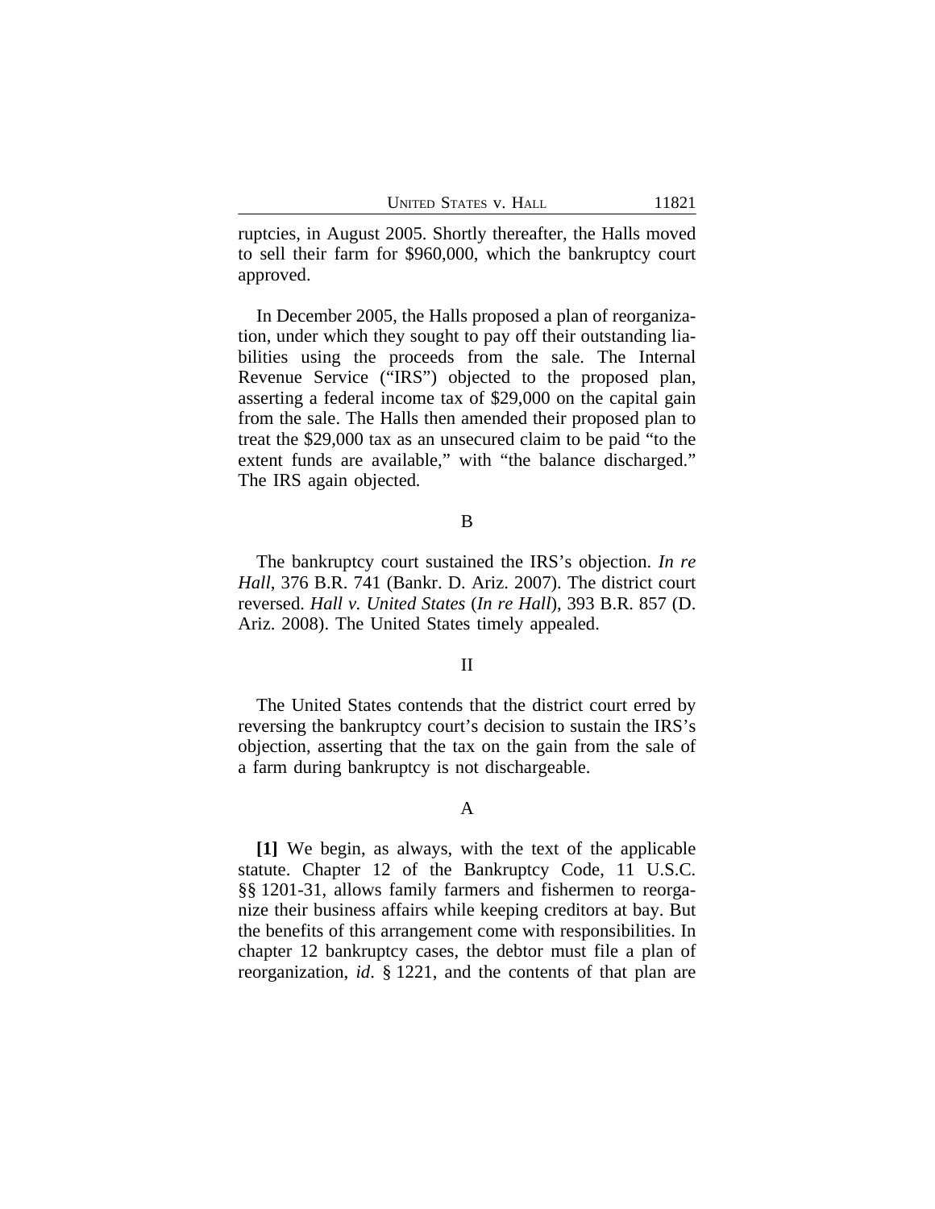ruptcies, in August 2005. Shortly thereafter, the Halls moved to sell their farm for $960,000, which the bankruptcy court approved.

In December 2005, the Halls proposed a plan of reorganization, under which they sought to pay off their outstanding liabilities using the proceeds from the sale. The Internal Revenue Service ("IRS") objected to the proposed plan, asserting a federal income tax of $29,000 on the capital gain from the sale. The Halls then amended their proposed plan to treat the $29,000 tax as an unsecured claim to be paid "to the extent funds are available," with "the balance discharged." The IRS again objected.

### B

The bankruptcy court sustained the IRS's objection. *In re Hall*, 376 B.R. 741 (Bankr. D. Ariz. 2007). The district court reversed. *Hall v. United States* (*In re Hall*), 393 B.R. 857 (D. Ariz. 2008). The United States timely appealed.

## II

The United States contends that the district court erred by reversing the bankruptcy court's decision to sustain the IRS's objection, asserting that the tax on the gain from the sale of a farm during bankruptcy is not dischargeable.

### A

**[1]** We begin, as always, with the text of the applicable statute. Chapter 12 of the Bankruptcy Code, 11 U.S.C. §§ 1201-31, allows family farmers and fishermen to reorganize their business affairs while keeping creditors at bay. But the benefits of this arrangement come with responsibilities. In chapter 12 bankruptcy cases, the debtor must file a plan of reorganization, *id*. § 1221, and the contents of that plan are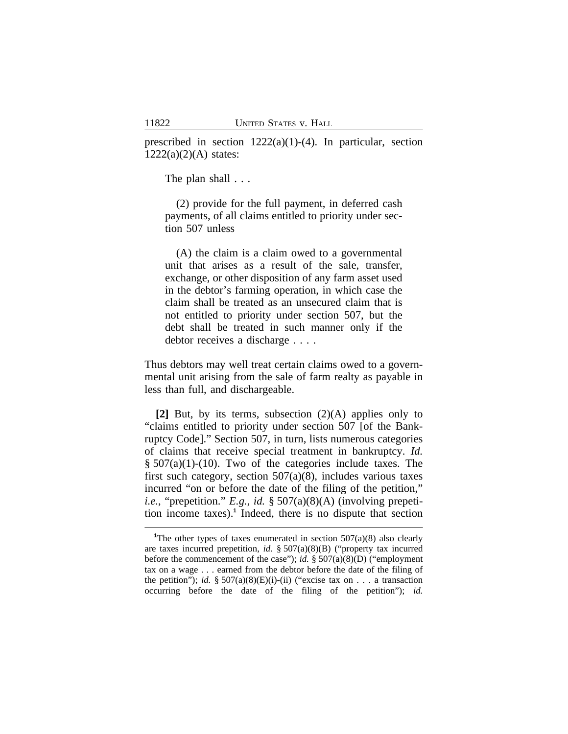prescribed in section 1222(a)(1)-(4). In particular, section 1222(a)(2)(A) states:

> The plan shall . . .
>
> (2) provide for the full payment, in deferred cash payments, of all claims entitled to priority under section 507 unless
>
> (A) the claim is a claim owed to a governmental unit that arises as a result of the sale, transfer, exchange, or other disposition of any farm asset used in the debtor's farming operation, in which case the claim shall be treated as an unsecured claim that is not entitled to priority under section 507, but the debt shall be treated in such manner only if the debtor receives a discharge . . . .

Thus debtors may well treat certain claims owed to a governmental unit arising from the sale of farm realty as payable in less than full, and dischargeable.

**[2]** But, by its terms, subsection (2)(A) applies only to "claims entitled to priority under section 507 [of the Bankruptcy Code]." Section 507, in turn, lists numerous categories of claims that receive special treatment in bankruptcy. *Id.* § 507(a)(1)-(10). Two of the categories include taxes. The first such category, section 507(a)(8), includes various taxes incurred "on or before the date of the filing of the petition," *i.e.*, "prepetition." *E.g.*, *id.* § 507(a)(8)(A) (involving prepetition income taxes).[1] Indeed, there is no dispute that section

[1]The other types of taxes enumerated in section 507(a)(8) also clearly are taxes incurred prepetition, *id.* § 507(a)(8)(B) ("property tax incurred before the commencement of the case"); *id.* § 507(a)(8)(D) ("employment tax on a wage . . . earned from the debtor before the date of the filing of the petition"); *id.* § 507(a)(8)(E)(i)-(ii) ("excise tax on . . . a transaction occurring before the date of the filing of the petition"); *id.*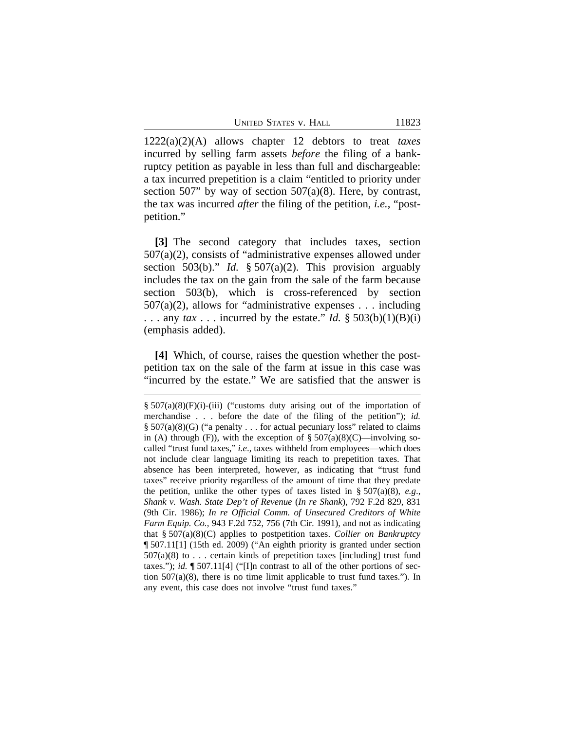1222(a)(2)(A) allows chapter 12 debtors to treat *taxes* incurred by selling farm assets *before* the filing of a bankruptcy petition as payable in less than full and dischargeable: a tax incurred prepetition is a claim "entitled to priority under section 507" by way of section 507(a)(8). Here, by contrast, the tax was incurred *after* the filing of the petition, *i.e.*, "postpetition."

**[3]** The second category that includes taxes, section 507(a)(2), consists of "administrative expenses allowed under section 503(b)." *Id.* § 507(a)(2). This provision arguably includes the tax on the gain from the sale of the farm because section 503(b), which is cross-referenced by section 507(a)(2), allows for "administrative expenses . . . including . . . any *tax* . . . incurred by the estate." *Id.* § 503(b)(1)(B)(i) (emphasis added).

**[4]** Which, of course, raises the question whether the postpetition tax on the sale of the farm at issue in this case was "incurred by the estate." We are satisfied that the answer is

---

§ 507(a)(8)(F)(i)-(iii) ("customs duty arising out of the importation of merchandise . . . before the date of the filing of the petition"); *id.* § 507(a)(8)(G) ("a penalty . . . for actual pecuniary loss" related to claims in (A) through (F)), with the exception of § 507(a)(8)(C)—involving so-called "trust fund taxes," *i.e*., taxes withheld from employees—which does not include clear language limiting its reach to prepetition taxes. That absence has been interpreted, however, as indicating that "trust fund taxes" receive priority regardless of the amount of time that they predate the petition, unlike the other types of taxes listed in § 507(a)(8), *e.g*., *Shank v. Wash. State Dep't of Revenue* (*In re Shank*), 792 F.2d 829, 831 (9th Cir. 1986); *In re Official Comm. of Unsecured Creditors of White Farm Equip. Co.*, 943 F.2d 752, 756 (7th Cir. 1991), and not as indicating that § 507(a)(8)(C) applies to postpetition taxes. *Collier on Bankruptcy* ¶ 507.11[1] (15th ed. 2009) ("An eighth priority is granted under section 507(a)(8) to . . . certain kinds of prepetition taxes [including] trust fund taxes."); *id.* ¶ 507.11[4] ("[I]n contrast to all of the other portions of section 507(a)(8), there is no time limit applicable to trust fund taxes."). In any event, this case does not involve "trust fund taxes."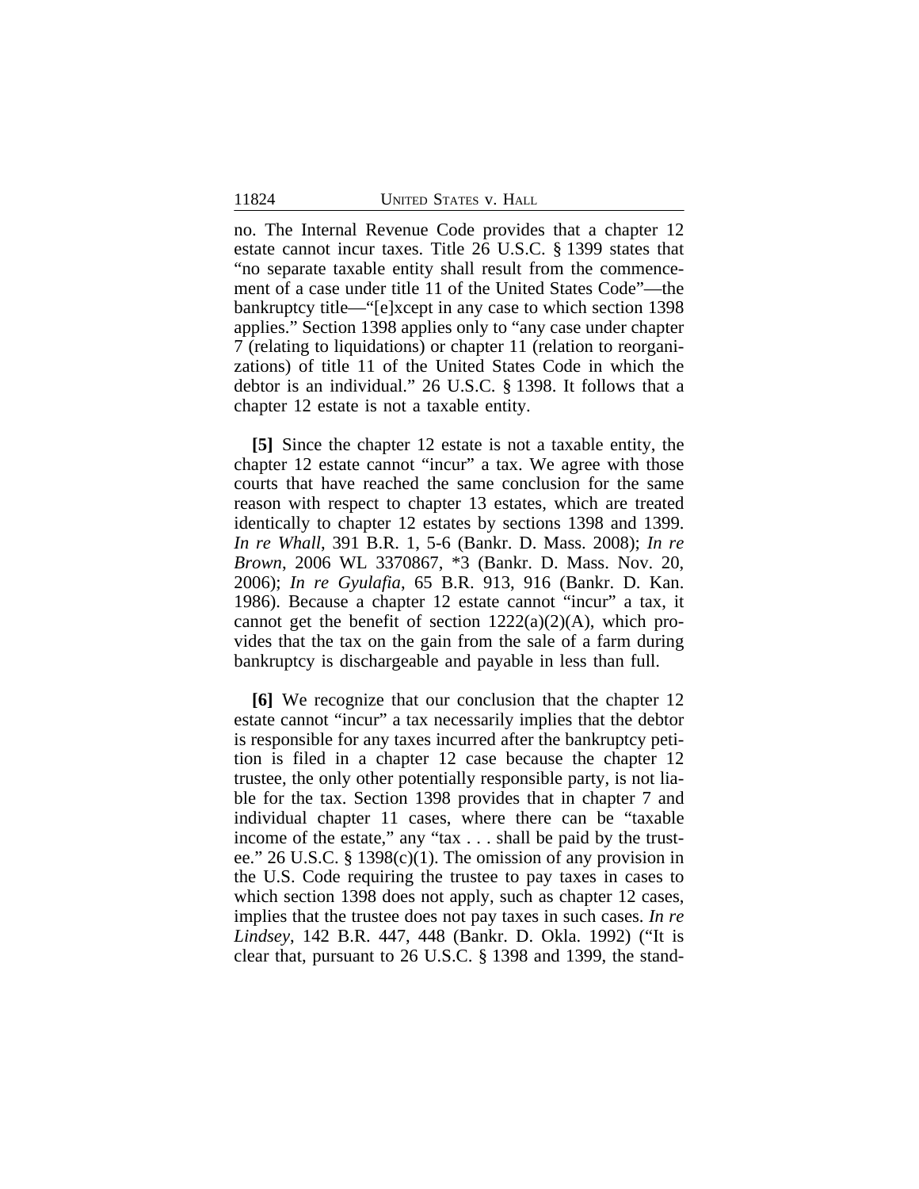no. The Internal Revenue Code provides that a chapter 12 estate cannot incur taxes. Title 26 U.S.C. § 1399 states that "no separate taxable entity shall result from the commencement of a case under title 11 of the United States Code"—the bankruptcy title—"[e]xcept in any case to which section 1398 applies." Section 1398 applies only to "any case under chapter 7 (relating to liquidations) or chapter 11 (relation to reorganizations) of title 11 of the United States Code in which the debtor is an individual." 26 U.S.C. § 1398. It follows that a chapter 12 estate is not a taxable entity.

**[5]** Since the chapter 12 estate is not a taxable entity, the chapter 12 estate cannot "incur" a tax. We agree with those courts that have reached the same conclusion for the same reason with respect to chapter 13 estates, which are treated identically to chapter 12 estates by sections 1398 and 1399. *In re Whall*, 391 B.R. 1, 5-6 (Bankr. D. Mass. 2008); *In re Brown*, 2006 WL 3370867, *3 (Bankr. D. Mass. Nov. 20, 2006); *In re Gyulafia*, 65 B.R. 913, 916 (Bankr. D. Kan. 1986). Because a chapter 12 estate cannot "incur" a tax, it cannot get the benefit of section 1222(a)(2)(A), which provides that the tax on the gain from the sale of a farm during bankruptcy is dischargeable and payable in less than full.

**[6]** We recognize that our conclusion that the chapter 12 estate cannot "incur" a tax necessarily implies that the debtor is responsible for any taxes incurred after the bankruptcy petition is filed in a chapter 12 case because the chapter 12 trustee, the only other potentially responsible party, is not liable for the tax. Section 1398 provides that in chapter 7 and individual chapter 11 cases, where there can be "taxable income of the estate," any "tax . . . shall be paid by the trustee." 26 U.S.C. § 1398(c)(1). The omission of any provision in the U.S. Code requiring the trustee to pay taxes in cases to which section 1398 does not apply, such as chapter 12 cases, implies that the trustee does not pay taxes in such cases. *In re Lindsey*, 142 B.R. 447, 448 (Bankr. D. Okla. 1992) ("It is clear that, pursuant to 26 U.S.C. § 1398 and 1399, the stand-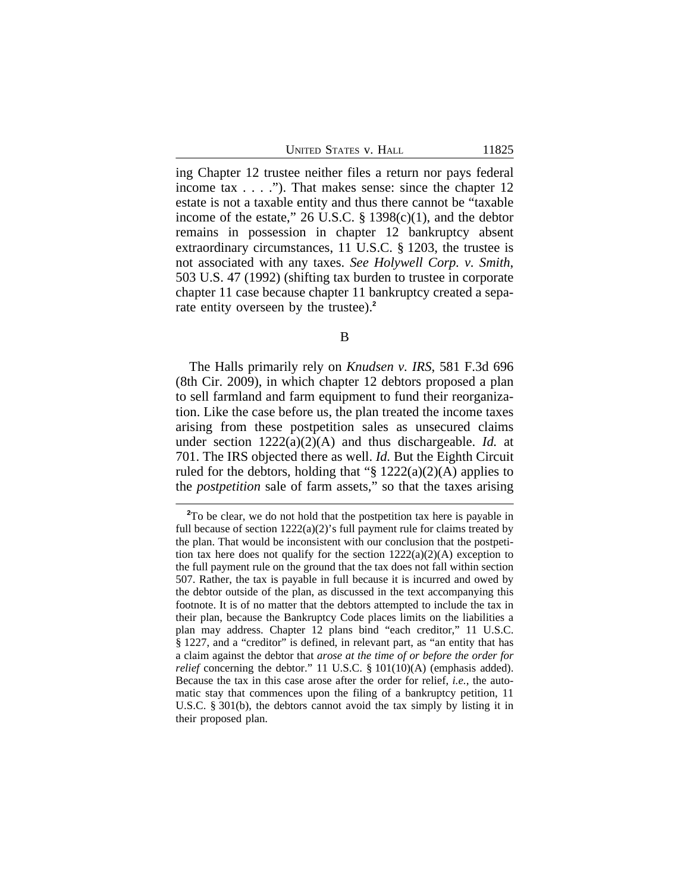ing Chapter 12 trustee neither files a return nor pays federal income tax . . . ."). That makes sense: since the chapter 12 estate is not a taxable entity and thus there cannot be "taxable income of the estate," 26 U.S.C. § 1398(c)(1), and the debtor remains in possession in chapter 12 bankruptcy absent extraordinary circumstances, 11 U.S.C. § 1203, the trustee is not associated with any taxes. *See Holywell Corp. v. Smith*, 503 U.S. 47 (1992) (shifting tax burden to trustee in corporate chapter 11 case because chapter 11 bankruptcy created a separate entity overseen by the trustee).[2]

### B

The Halls primarily rely on *Knudsen v. IRS*, 581 F.3d 696 (8th Cir. 2009), in which chapter 12 debtors proposed a plan to sell farmland and farm equipment to fund their reorganization. Like the case before us, the plan treated the income taxes arising from these postpetition sales as unsecured claims under section 1222(a)(2)(A) and thus dischargeable. *Id.* at 701. The IRS objected there as well. *Id.* But the Eighth Circuit ruled for the debtors, holding that "§ 1222(a)(2)(A) applies to the *postpetition* sale of farm assets," so that the taxes arising

---

[2]To be clear, we do not hold that the postpetition tax here is payable in full because of section 1222(a)(2)'s full payment rule for claims treated by the plan. That would be inconsistent with our conclusion that the postpetition tax here does not qualify for the section 1222(a)(2)(A) exception to the full payment rule on the ground that the tax does not fall within section 507. Rather, the tax is payable in full because it is incurred and owed by the debtor outside of the plan, as discussed in the text accompanying this footnote. It is of no matter that the debtors attempted to include the tax in their plan, because the Bankruptcy Code places limits on the liabilities a plan may address. Chapter 12 plans bind "each creditor," 11 U.S.C. § 1227, and a "creditor" is defined, in relevant part, as "an entity that has a claim against the debtor that *arose at the time of or before the order for relief* concerning the debtor." 11 U.S.C. § 101(10)(A) (emphasis added). Because the tax in this case arose after the order for relief, *i.e.*, the automatic stay that commences upon the filing of a bankruptcy petition, 11 U.S.C. § 301(b), the debtors cannot avoid the tax simply by listing it in their proposed plan.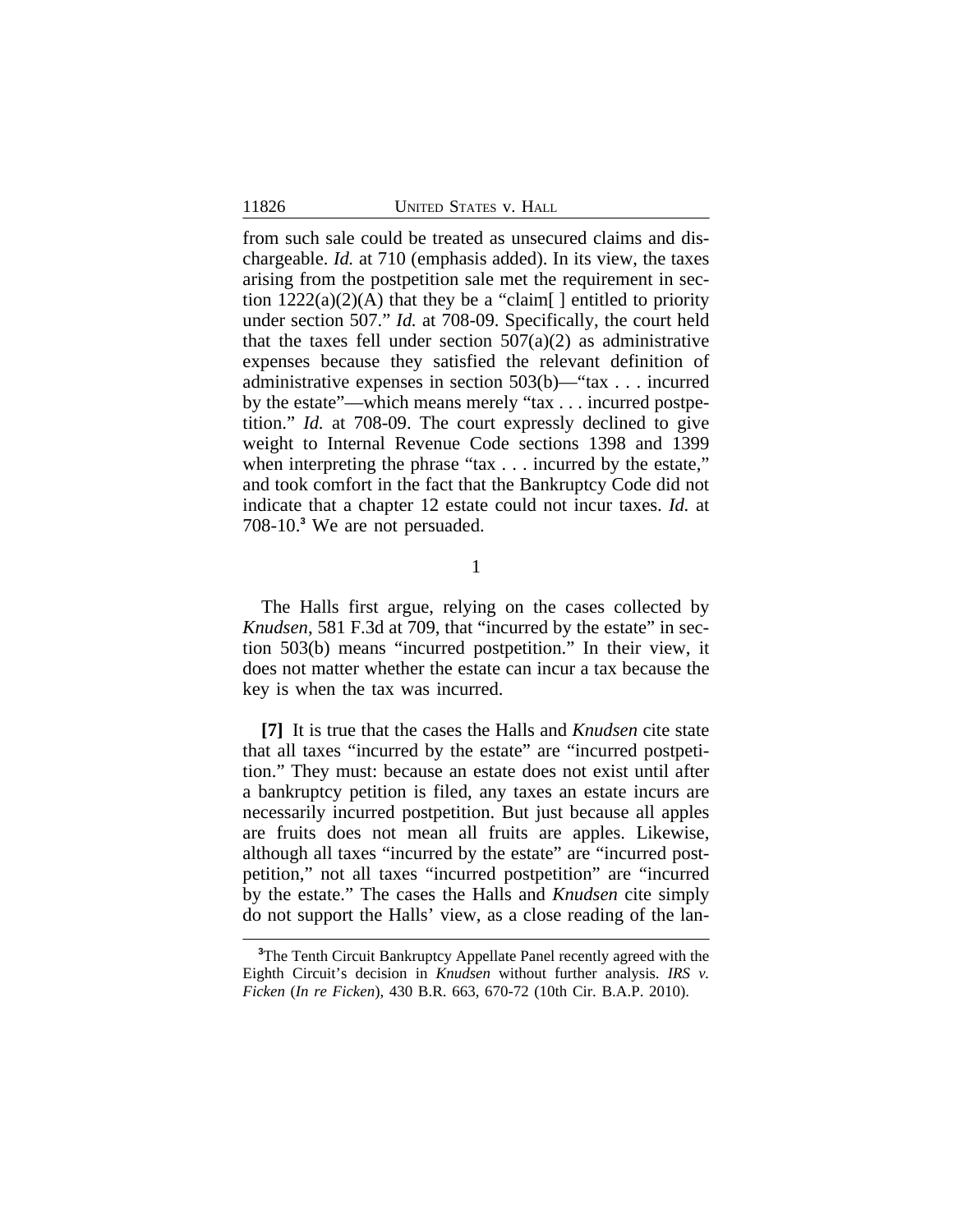from such sale could be treated as unsecured claims and dischargeable. *Id.* at 710 (emphasis added). In its view, the taxes arising from the postpetition sale met the requirement in section 1222(a)(2)(A) that they be a "claim[ ] entitled to priority under section 507." *Id.* at 708-09. Specifically, the court held that the taxes fell under section 507(a)(2) as administrative expenses because they satisfied the relevant definition of administrative expenses in section 503(b)—"tax . . . incurred by the estate"—which means merely "tax . . . incurred postpetition." *Id.* at 708-09. The court expressly declined to give weight to Internal Revenue Code sections 1398 and 1399 when interpreting the phrase "tax . . . incurred by the estate," and took comfort in the fact that the Bankruptcy Code did not indicate that a chapter 12 estate could not incur taxes. *Id.* at 708-10.[3] We are not persuaded.

1

The Halls first argue, relying on the cases collected by *Knudsen*, 581 F.3d at 709, that "incurred by the estate" in section 503(b) means "incurred postpetition." In their view, it does not matter whether the estate can incur a tax because the key is when the tax was incurred.

**[7]** It is true that the cases the Halls and *Knudsen* cite state that all taxes "incurred by the estate" are "incurred postpetition." They must: because an estate does not exist until after a bankruptcy petition is filed, any taxes an estate incurs are necessarily incurred postpetition. But just because all apples are fruits does not mean all fruits are apples. Likewise, although all taxes "incurred by the estate" are "incurred postpetition," not all taxes "incurred postpetition" are "incurred by the estate." The cases the Halls and *Knudsen* cite simply do not support the Halls' view, as a close reading of the lan-

[3] The Tenth Circuit Bankruptcy Appellate Panel recently agreed with the Eighth Circuit's decision in *Knudsen* without further analysis. *IRS v. Ficken* (*In re Ficken*), 430 B.R. 663, 670-72 (10th Cir. B.A.P. 2010).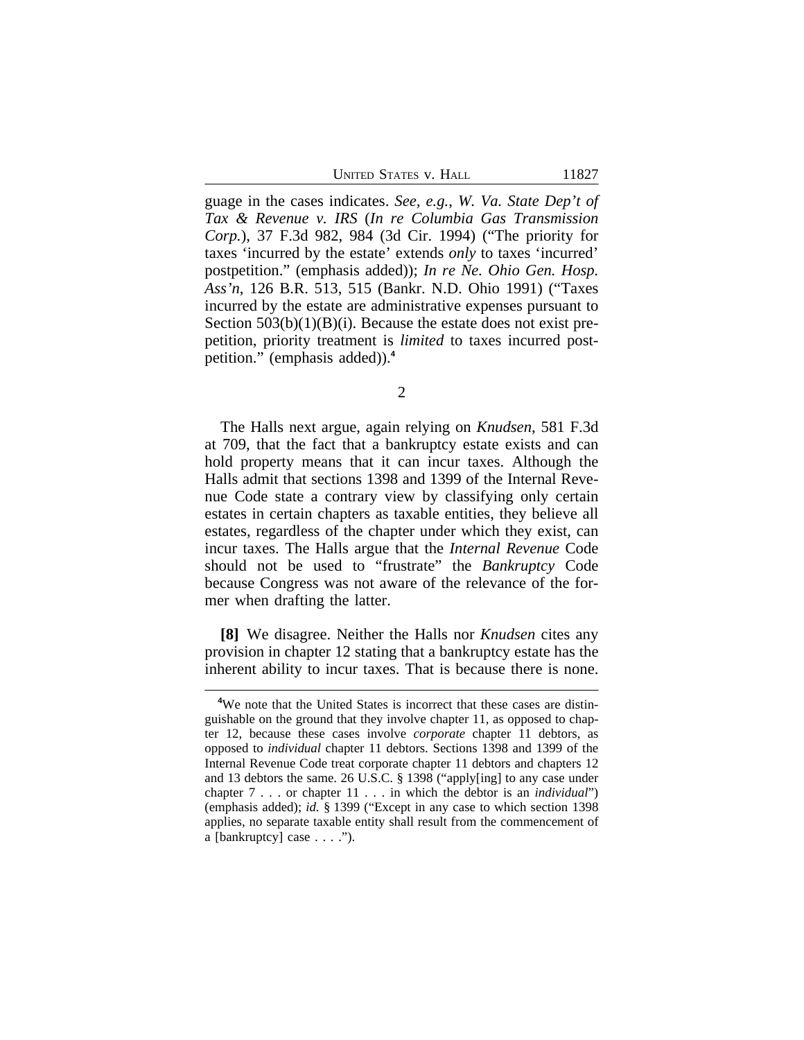guage in the cases indicates. *See, e.g.*, *W. Va. State Dep't of Tax & Revenue v. IRS* (*In re Columbia Gas Transmission Corp.*), 37 F.3d 982, 984 (3d Cir. 1994) ("The priority for taxes 'incurred by the estate' extends *only* to taxes 'incurred' postpetition." (emphasis added)); *In re Ne. Ohio Gen. Hosp. Ass'n*, 126 B.R. 513, 515 (Bankr. N.D. Ohio 1991) ("Taxes incurred by the estate are administrative expenses pursuant to Section 503(b)(1)(B)(i). Because the estate does not exist prepetition, priority treatment is *limited* to taxes incurred postpetition." (emphasis added)).[4]

2

The Halls next argue, again relying on *Knudsen*, 581 F.3d at 709, that the fact that a bankruptcy estate exists and can hold property means that it can incur taxes. Although the Halls admit that sections 1398 and 1399 of the Internal Revenue Code state a contrary view by classifying only certain estates in certain chapters as taxable entities, they believe all estates, regardless of the chapter under which they exist, can incur taxes. The Halls argue that the *Internal Revenue* Code should not be used to "frustrate" the *Bankruptcy* Code because Congress was not aware of the relevance of the former when drafting the latter.

**[8]** We disagree. Neither the Halls nor *Knudsen* cites any provision in chapter 12 stating that a bankruptcy estate has the inherent ability to incur taxes. That is because there is none.

---

[4]We note that the United States is incorrect that these cases are distinguishable on the ground that they involve chapter 11, as opposed to chapter 12, because these cases involve *corporate* chapter 11 debtors, as opposed to *individual* chapter 11 debtors. Sections 1398 and 1399 of the Internal Revenue Code treat corporate chapter 11 debtors and chapters 12 and 13 debtors the same. 26 U.S.C. § 1398 ("apply[ing] to any case under chapter 7 . . . or chapter 11 . . . in which the debtor is an *individual*") (emphasis added); *id.* § 1399 ("Except in any case to which section 1398 applies, no separate taxable entity shall result from the commencement of a [bankruptcy] case . . . .").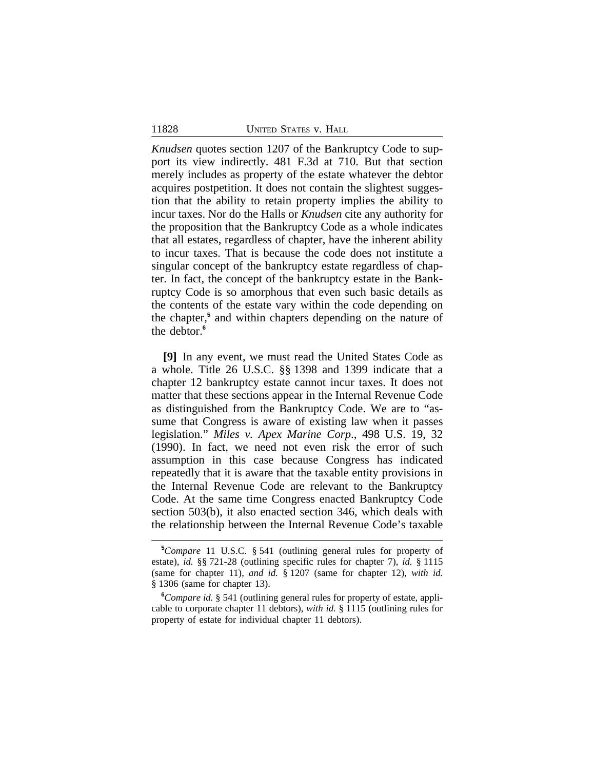*Knudsen* quotes section 1207 of the Bankruptcy Code to support its view indirectly. 481 F.3d at 710. But that section merely includes as property of the estate whatever the debtor acquires postpetition. It does not contain the slightest suggestion that the ability to retain property implies the ability to incur taxes. Nor do the Halls or *Knudsen* cite any authority for the proposition that the Bankruptcy Code as a whole indicates that all estates, regardless of chapter, have the inherent ability to incur taxes. That is because the code does not institute a singular concept of the bankruptcy estate regardless of chapter. In fact, the concept of the bankruptcy estate in the Bankruptcy Code is so amorphous that even such basic details as the contents of the estate vary within the code depending on the chapter,[5] and within chapters depending on the nature of the debtor.[6]

**[9]** In any event, we must read the United States Code as a whole. Title 26 U.S.C. §§ 1398 and 1399 indicate that a chapter 12 bankruptcy estate cannot incur taxes. It does not matter that these sections appear in the Internal Revenue Code as distinguished from the Bankruptcy Code. We are to "assume that Congress is aware of existing law when it passes legislation." *Miles v. Apex Marine Corp*., 498 U.S. 19, 32 (1990). In fact, we need not even risk the error of such assumption in this case because Congress has indicated repeatedly that it is aware that the taxable entity provisions in the Internal Revenue Code are relevant to the Bankruptcy Code. At the same time Congress enacted Bankruptcy Code section 503(b), it also enacted section 346, which deals with the relationship between the Internal Revenue Code's taxable

---

[5]*Compare* 11 U.S.C. § 541 (outlining general rules for property of estate), *id.* §§ 721-28 (outlining specific rules for chapter 7), *id.* § 1115 (same for chapter 11), *and id.* § 1207 (same for chapter 12), *with id.* § 1306 (same for chapter 13).

[6]*Compare id.* § 541 (outlining general rules for property of estate, applicable to corporate chapter 11 debtors), *with id.* § 1115 (outlining rules for property of estate for individual chapter 11 debtors).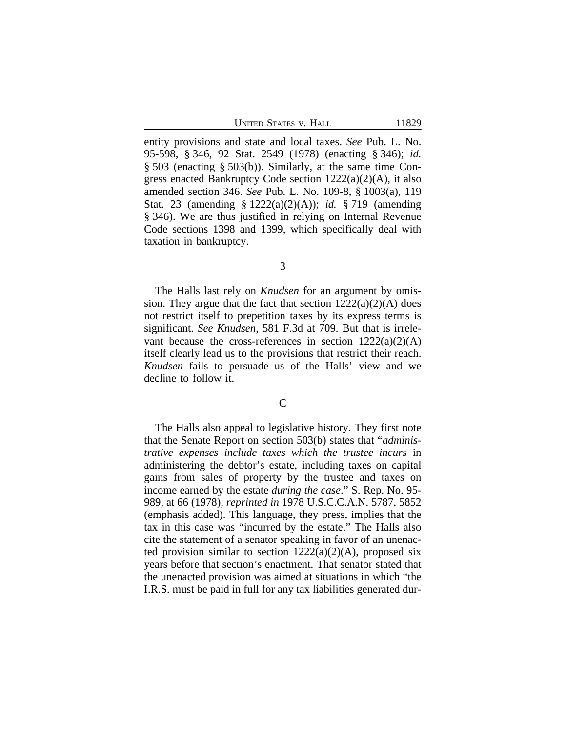entity provisions and state and local taxes. *See* Pub. L. No. 95-598, § 346, 92 Stat. 2549 (1978) (enacting § 346); *id.* § 503 (enacting § 503(b)). Similarly, at the same time Congress enacted Bankruptcy Code section 1222(a)(2)(A), it also amended section 346. *See* Pub. L. No. 109-8, § 1003(a), 119 Stat. 23 (amending § 1222(a)(2)(A)); *id.* § 719 (amending § 346). We are thus justified in relying on Internal Revenue Code sections 1398 and 1399, which specifically deal with taxation in bankruptcy.

### 3

The Halls last rely on *Knudsen* for an argument by omission. They argue that the fact that section 1222(a)(2)(A) does not restrict itself to prepetition taxes by its express terms is significant. *See Knudsen*, 581 F.3d at 709. But that is irrelevant because the cross-references in section 1222(a)(2)(A) itself clearly lead us to the provisions that restrict their reach. *Knudsen* fails to persuade us of the Halls' view and we decline to follow it.

## C

The Halls also appeal to legislative history. They first note that the Senate Report on section 503(b) states that "*administrative expenses include taxes which the trustee incurs* in administering the debtor's estate, including taxes on capital gains from sales of property by the trustee and taxes on income earned by the estate *during the case*." S. Rep. No. 95-989, at 66 (1978), *reprinted in* 1978 U.S.C.C.A.N. 5787, 5852 (emphasis added). This language, they press, implies that the tax in this case was "incurred by the estate." The Halls also cite the statement of a senator speaking in favor of an unenacted provision similar to section 1222(a)(2)(A), proposed six years before that section's enactment. That senator stated that the unenacted provision was aimed at situations in which "the I.R.S. must be paid in full for any tax liabilities generated dur-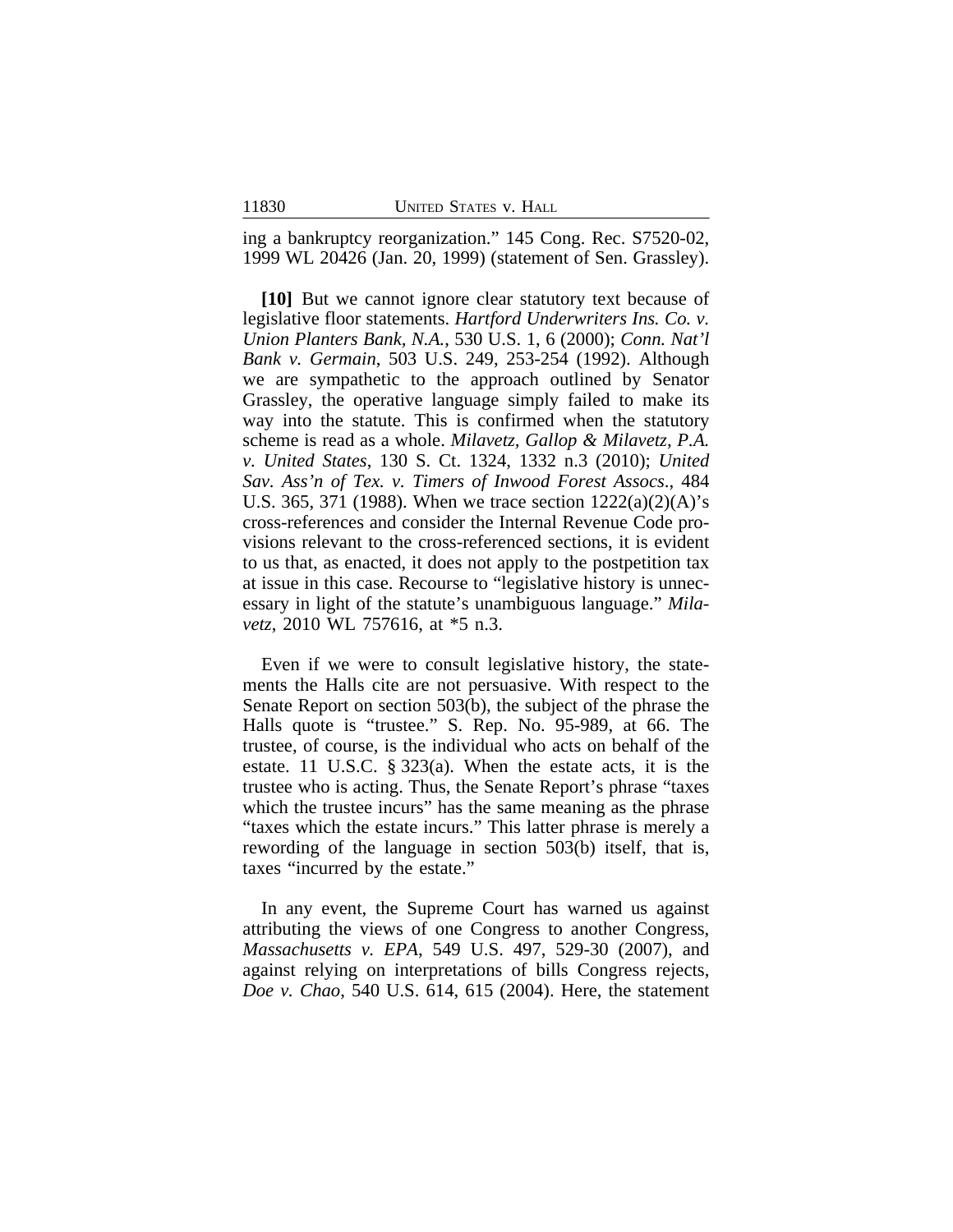ing a bankruptcy reorganization." 145 Cong. Rec. S7520-02, 1999 WL 20426 (Jan. 20, 1999) (statement of Sen. Grassley).

**[10]** But we cannot ignore clear statutory text because of legislative floor statements. *Hartford Underwriters Ins. Co. v. Union Planters Bank, N.A.*, 530 U.S. 1, 6 (2000); *Conn. Nat'l Bank v. Germain*, 503 U.S. 249, 253-254 (1992). Although we are sympathetic to the approach outlined by Senator Grassley, the operative language simply failed to make its way into the statute. This is confirmed when the statutory scheme is read as a whole. *Milavetz, Gallop & Milavetz, P.A. v. United States*, 130 S. Ct. 1324, 1332 n.3 (2010); *United Sav. Ass'n of Tex. v. Timers of Inwood Forest Assocs.*, 484 U.S. 365, 371 (1988). When we trace section 1222(a)(2)(A)'s cross-references and consider the Internal Revenue Code provisions relevant to the cross-referenced sections, it is evident to us that, as enacted, it does not apply to the postpetition tax at issue in this case. Recourse to "legislative history is unnecessary in light of the statute's unambiguous language." *Milavetz*, 2010 WL 757616, at *5 n.3.

Even if we were to consult legislative history, the statements the Halls cite are not persuasive. With respect to the Senate Report on section 503(b), the subject of the phrase the Halls quote is "trustee." S. Rep. No. 95-989, at 66. The trustee, of course, is the individual who acts on behalf of the estate. 11 U.S.C. § 323(a). When the estate acts, it is the trustee who is acting. Thus, the Senate Report's phrase "taxes which the trustee incurs" has the same meaning as the phrase "taxes which the estate incurs." This latter phrase is merely a rewording of the language in section 503(b) itself, that is, taxes "incurred by the estate."

In any event, the Supreme Court has warned us against attributing the views of one Congress to another Congress, *Massachusetts v. EPA*, 549 U.S. 497, 529-30 (2007), and against relying on interpretations of bills Congress rejects, *Doe v. Chao*, 540 U.S. 614, 615 (2004). Here, the statement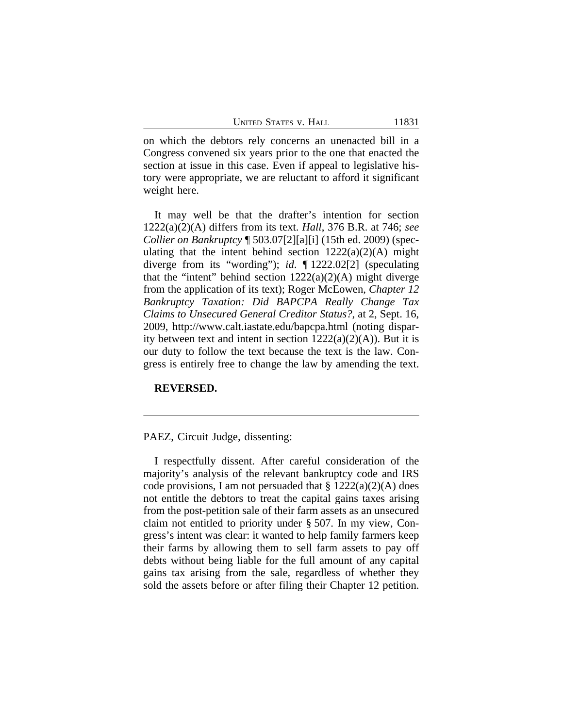on which the debtors rely concerns an unenacted bill in a Congress convened six years prior to the one that enacted the section at issue in this case. Even if appeal to legislative history were appropriate, we are reluctant to afford it significant weight here.

It may well be that the drafter's intention for section 1222(a)(2)(A) differs from its text. *Hall*, 376 B.R. at 746; *see Collier on Bankruptcy* ¶ 503.07[2][a][i] (15th ed. 2009) (speculating that the intent behind section 1222(a)(2)(A) might diverge from its "wording"); *id.* ¶ 1222.02[2] (speculating that the "intent" behind section 1222(a)(2)(A) might diverge from the application of its text); Roger McEowen, *Chapter 12 Bankruptcy Taxation: Did BAPCPA Really Change Tax Claims to Unsecured General Creditor Status?*, at 2, Sept. 16, 2009, http://www.calt.iastate.edu/bapcpa.html (noting disparity between text and intent in section 1222(a)(2)(A)). But it is our duty to follow the text because the text is the law. Congress is entirely free to change the law by amending the text.

**REVERSED.**

---

PAEZ, Circuit Judge, dissenting:

I respectfully dissent. After careful consideration of the majority's analysis of the relevant bankruptcy code and IRS code provisions, I am not persuaded that § 1222(a)(2)(A) does not entitle the debtors to treat the capital gains taxes arising from the post-petition sale of their farm assets as an unsecured claim not entitled to priority under § 507. In my view, Congress's intent was clear: it wanted to help family farmers keep their farms by allowing them to sell farm assets to pay off debts without being liable for the full amount of any capital gains tax arising from the sale, regardless of whether they sold the assets before or after filing their Chapter 12 petition.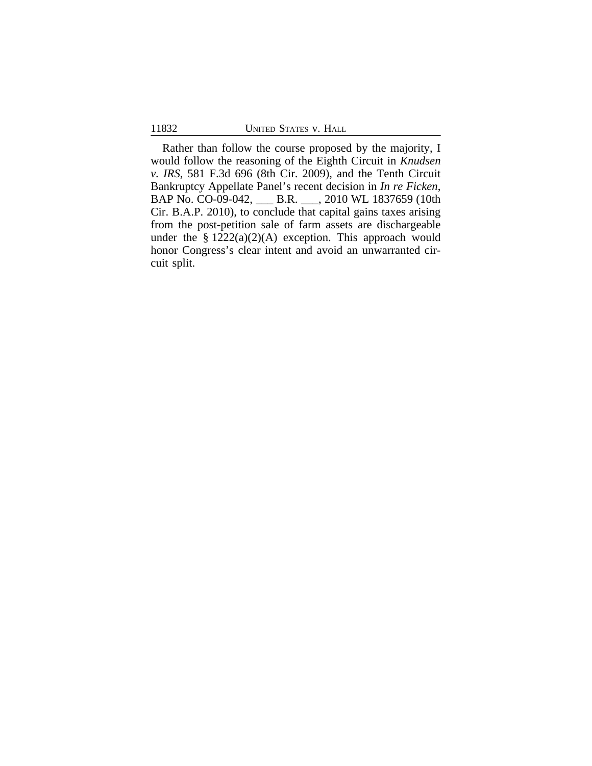Rather than follow the course proposed by the majority, I would follow the reasoning of the Eighth Circuit in *Knudsen v. IRS*, 581 F.3d 696 (8th Cir. 2009), and the Tenth Circuit Bankruptcy Appellate Panel's recent decision in *In re Ficken*, BAP No. CO-09-042, ___ B.R. ___, 2010 WL 1837659 (10th Cir. B.A.P. 2010), to conclude that capital gains taxes arising from the post-petition sale of farm assets are dischargeable under the § 1222(a)(2)(A) exception. This approach would honor Congress's clear intent and avoid an unwarranted circuit split.